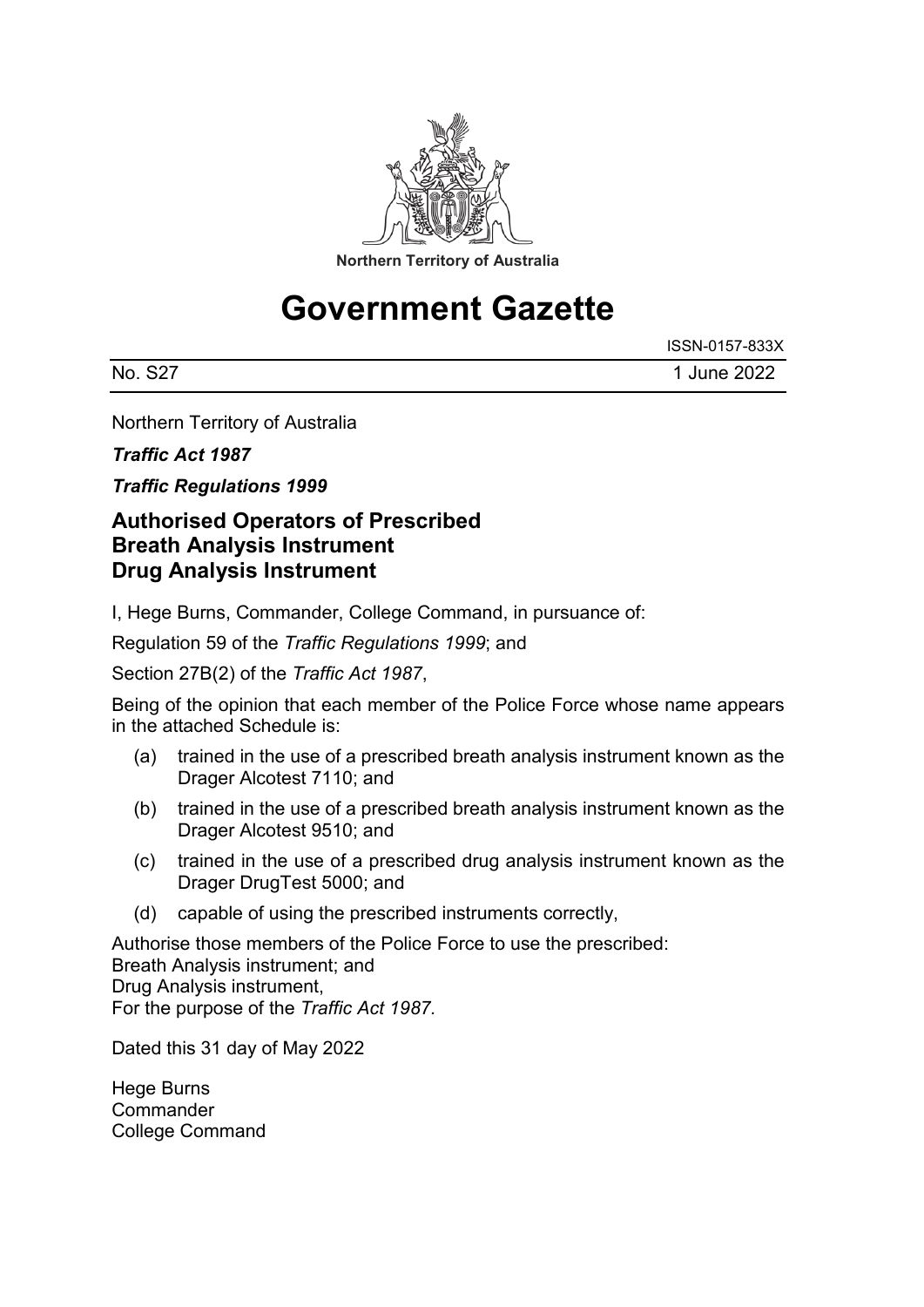Northern Territory of Australia

# Government Gazette

ISSN-0157-833X

No. S27 1 June 2022

Northern Territory of Australia

***Traffic Act 1987***

***Traffic Regulations 1999***

## Authorised Operators of Prescribed Breath Analysis Instrument Drug Analysis Instrument

I, Hege Burns, Commander, College Command, in pursuance of:

Regulation 59 of the *Traffic Regulations 1999*; and

Section 27B(2) of the *Traffic Act 1987*,

Being of the opinion that each member of the Police Force whose name appears in the attached Schedule is:

(a) trained in the use of a prescribed breath analysis instrument known as the Drager Alcotest 7110; and

(b) trained in the use of a prescribed breath analysis instrument known as the Drager Alcotest 9510; and

(c) trained in the use of a prescribed drug analysis instrument known as the Drager DrugTest 5000; and

(d) capable of using the prescribed instruments correctly,

Authorise those members of the Police Force to use the prescribed:
Breath Analysis instrument; and
Drug Analysis instrument,
For the purpose of the *Traffic Act 1987*.

Dated this 31 day of May 2022

Hege Burns
Commander
College Command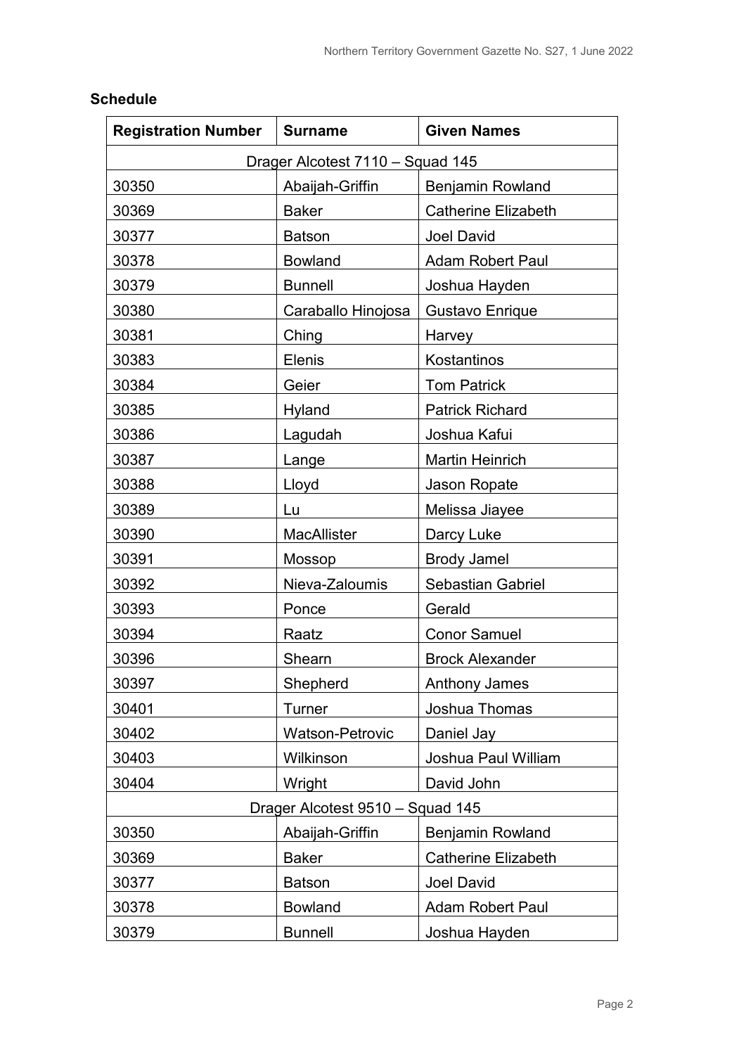**Schedule**

| Registration Number | Surname | Given Names |
|---|---|---|
| Drager Alcotest 7110 – Squad 145 | | |
| 30350 | Abaijah-Griffin | Benjamin Rowland |
| 30369 | Baker | Catherine Elizabeth |
| 30377 | Batson | Joel David |
| 30378 | Bowland | Adam Robert Paul |
| 30379 | Bunnell | Joshua Hayden |
| 30380 | Caraballo Hinojosa | Gustavo Enrique |
| 30381 | Ching | Harvey |
| 30383 | Elenis | Kostantinos |
| 30384 | Geier | Tom Patrick |
| 30385 | Hyland | Patrick Richard |
| 30386 | Lagudah | Joshua Kafui |
| 30387 | Lange | Martin Heinrich |
| 30388 | Lloyd | Jason Ropate |
| 30389 | Lu | Melissa Jiayee |
| 30390 | MacAllister | Darcy Luke |
| 30391 | Mossop | Brody Jamel |
| 30392 | Nieva-Zaloumis | Sebastian Gabriel |
| 30393 | Ponce | Gerald |
| 30394 | Raatz | Conor Samuel |
| 30396 | Shearn | Brock Alexander |
| 30397 | Shepherd | Anthony James |
| 30401 | Turner | Joshua Thomas |
| 30402 | Watson-Petrovic | Daniel Jay |
| 30403 | Wilkinson | Joshua Paul William |
| 30404 | Wright | David John |
| Drager Alcotest 9510 – Squad 145 | | |
| 30350 | Abaijah-Griffin | Benjamin Rowland |
| 30369 | Baker | Catherine Elizabeth |
| 30377 | Batson | Joel David |
| 30378 | Bowland | Adam Robert Paul |
| 30379 | Bunnell | Joshua Hayden |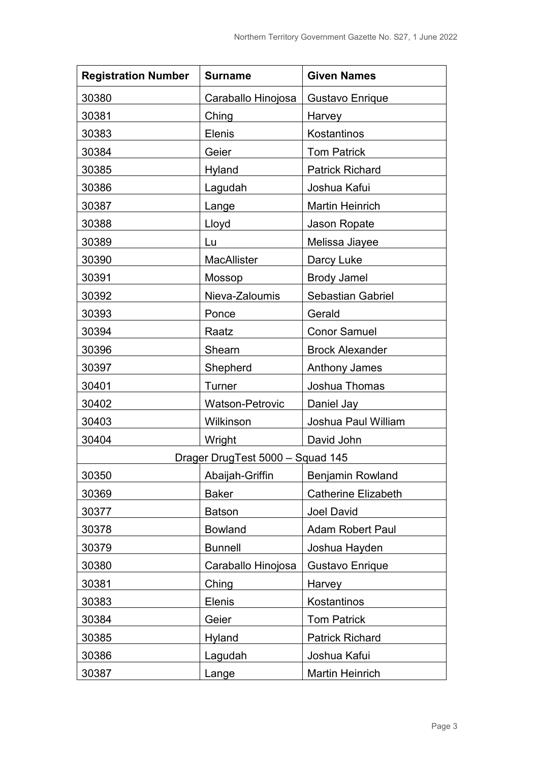| Registration Number | Surname | Given Names |
|---|---|---|
| 30380 | Caraballo Hinojosa | Gustavo Enrique |
| 30381 | Ching | Harvey |
| 30383 | Elenis | Kostantinos |
| 30384 | Geier | Tom Patrick |
| 30385 | Hyland | Patrick Richard |
| 30386 | Lagudah | Joshua Kafui |
| 30387 | Lange | Martin Heinrich |
| 30388 | Lloyd | Jason Ropate |
| 30389 | Lu | Melissa Jiayee |
| 30390 | MacAllister | Darcy Luke |
| 30391 | Mossop | Brody Jamel |
| 30392 | Nieva-Zaloumis | Sebastian Gabriel |
| 30393 | Ponce | Gerald |
| 30394 | Raatz | Conor Samuel |
| 30396 | Shearn | Brock Alexander |
| 30397 | Shepherd | Anthony James |
| 30401 | Turner | Joshua Thomas |
| 30402 | Watson-Petrovic | Daniel Jay |
| 30403 | Wilkinson | Joshua Paul William |
| 30404 | Wright | David John |
| Drager DrugTest 5000 – Squad 145 | | |
| 30350 | Abaijah-Griffin | Benjamin Rowland |
| 30369 | Baker | Catherine Elizabeth |
| 30377 | Batson | Joel David |
| 30378 | Bowland | Adam Robert Paul |
| 30379 | Bunnell | Joshua Hayden |
| 30380 | Caraballo Hinojosa | Gustavo Enrique |
| 30381 | Ching | Harvey |
| 30383 | Elenis | Kostantinos |
| 30384 | Geier | Tom Patrick |
| 30385 | Hyland | Patrick Richard |
| 30386 | Lagudah | Joshua Kafui |
| 30387 | Lange | Martin Heinrich |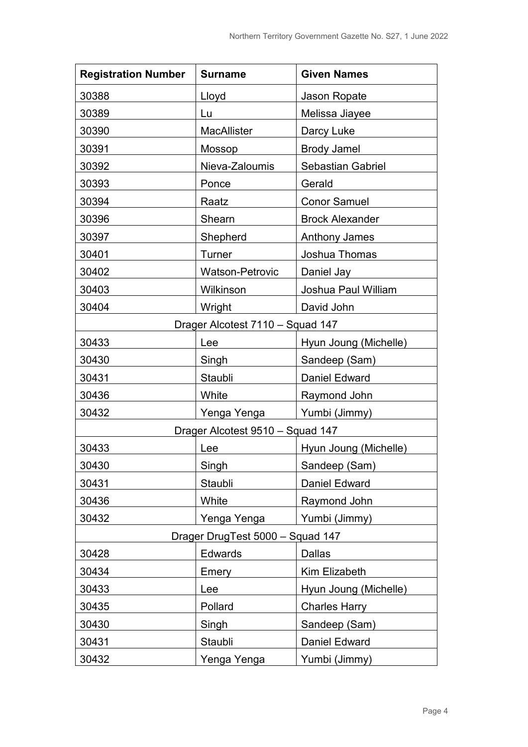| Registration Number | Surname | Given Names |
|---|---|---|
| 30388 | Lloyd | Jason Ropate |
| 30389 | Lu | Melissa Jiayee |
| 30390 | MacAllister | Darcy Luke |
| 30391 | Mossop | Brody Jamel |
| 30392 | Nieva-Zaloumis | Sebastian Gabriel |
| 30393 | Ponce | Gerald |
| 30394 | Raatz | Conor Samuel |
| 30396 | Shearn | Brock Alexander |
| 30397 | Shepherd | Anthony James |
| 30401 | Turner | Joshua Thomas |
| 30402 | Watson-Petrovic | Daniel Jay |
| 30403 | Wilkinson | Joshua Paul William |
| 30404 | Wright | David John |
| Drager Alcotest 7110 – Squad 147 | | |
| 30433 | Lee | Hyun Joung (Michelle) |
| 30430 | Singh | Sandeep (Sam) |
| 30431 | Staubli | Daniel Edward |
| 30436 | White | Raymond John |
| 30432 | Yenga Yenga | Yumbi (Jimmy) |
| Drager Alcotest 9510 – Squad 147 | | |
| 30433 | Lee | Hyun Joung (Michelle) |
| 30430 | Singh | Sandeep (Sam) |
| 30431 | Staubli | Daniel Edward |
| 30436 | White | Raymond John |
| 30432 | Yenga Yenga | Yumbi (Jimmy) |
| Drager DrugTest 5000 – Squad 147 | | |
| 30428 | Edwards | Dallas |
| 30434 | Emery | Kim Elizabeth |
| 30433 | Lee | Hyun Joung (Michelle) |
| 30435 | Pollard | Charles Harry |
| 30430 | Singh | Sandeep (Sam) |
| 30431 | Staubli | Daniel Edward |
| 30432 | Yenga Yenga | Yumbi (Jimmy) |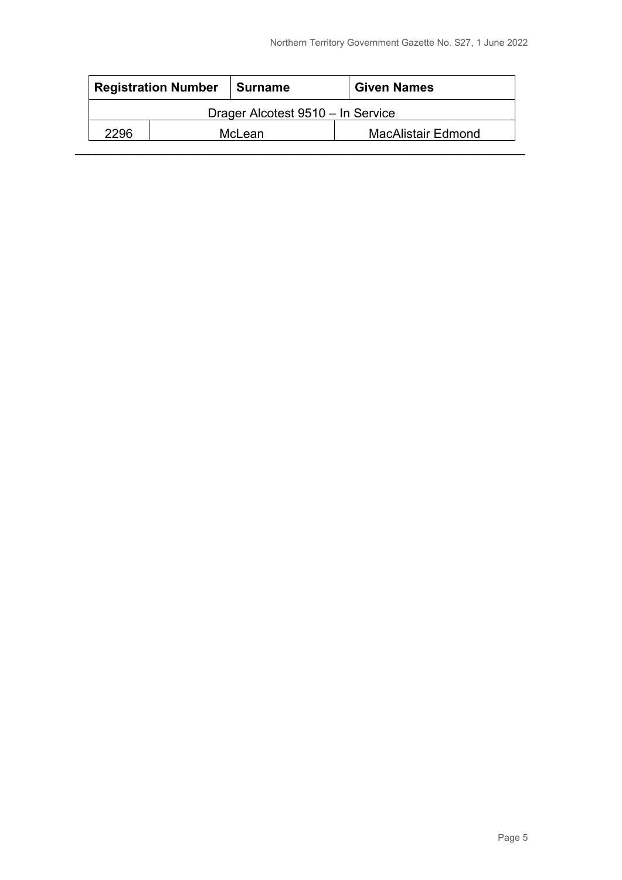| Registration Number | Surname | Given Names |
| --- | --- | --- |
| Drager Alcotest 9510 – In Service | | |
| 2296 | McLean | MacAlistair Edmond |